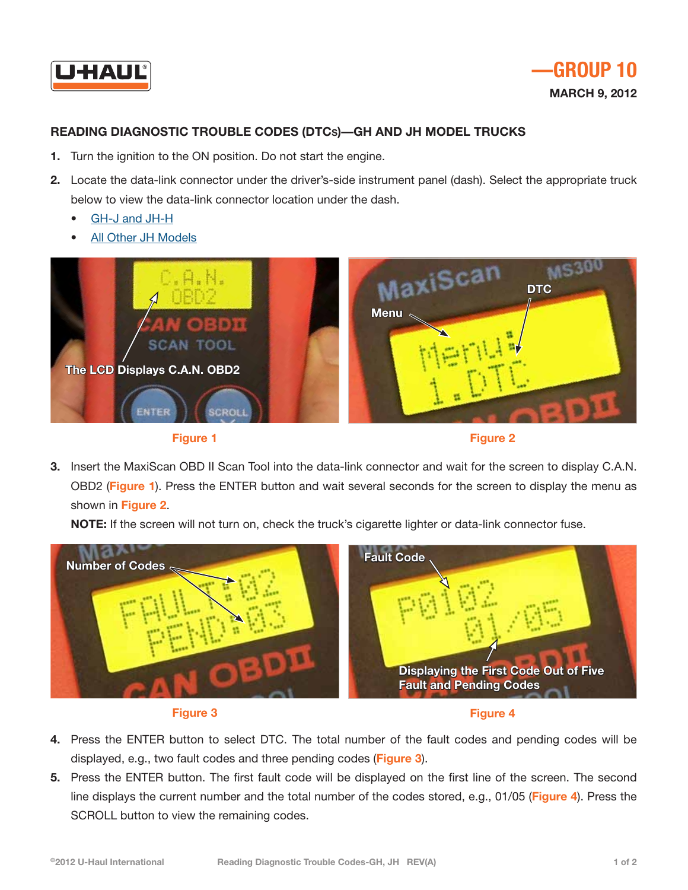—GROUP 10

MARCH 9, 2012

## READING DIAGNOSTIC TROUBLE CODES (DTCs)—GH AND JH MODEL TRUCKS

1. Turn the ignition to the ON position. Do not start the engine.
2. Locate the data-link connector under the driver's-side instrument panel (dash). Select the appropriate truck below to view the data-link connector location under the dash.
   - GH-J and JH-H
   - All Other JH Models

Figure 1

Figure 2

3. Insert the MaxiScan OBD II Scan Tool into the data-link connector and wait for the screen to display C.A.N. OBD2 (**Figure 1**). Press the ENTER button and wait several seconds for the screen to display the menu as shown in **Figure 2**.

   **NOTE:** If the screen will not turn on, check the truck's cigarette lighter or data-link connector fuse.

Figure 3

Figure 4

4. Press the ENTER button to select DTC. The total number of the fault codes and pending codes will be displayed, e.g., two fault codes and three pending codes (**Figure 3**).
5. Press the ENTER button. The first fault code will be displayed on the first line of the screen. The second line displays the current number and the total number of the codes stored, e.g., 01/05 (**Figure 4**). Press the SCROLL button to view the remaining codes.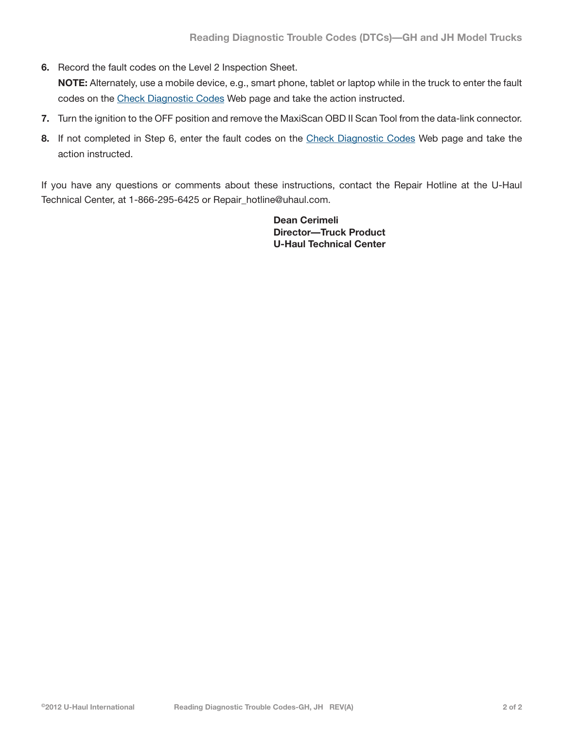6. Record the fault codes on the Level 2 Inspection Sheet.

   **NOTE:** Alternately, use a mobile device, e.g., smart phone, tablet or laptop while in the truck to enter the fault codes on the Check Diagnostic Codes Web page and take the action instructed.

7. Turn the ignition to the OFF position and remove the MaxiScan OBD II Scan Tool from the data-link connector.

8. If not completed in Step 6, enter the fault codes on the Check Diagnostic Codes Web page and take the action instructed.

If you have any questions or comments about these instructions, contact the Repair Hotline at the U-Haul Technical Center, at 1-866-295-6425 or Repair_hotline@uhaul.com.

**Dean Cerimeli**
**Director—Truck Product**
**U-Haul Technical Center**